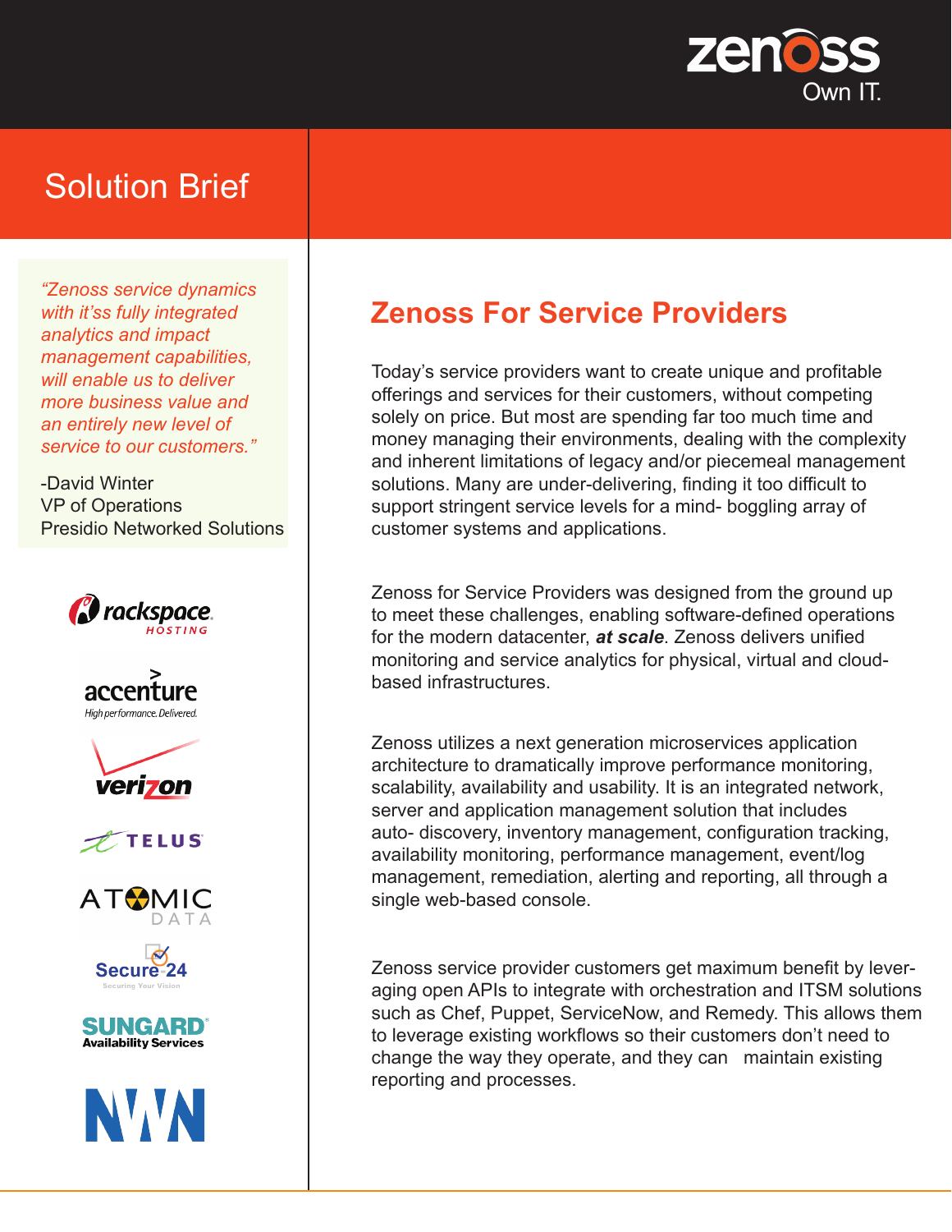Solution Brief

*"Zenoss service dynamics with it'ss fully integrated analytics and impact management capabilities, will enable us to deliver more business value and an entirely new level of service to our customers."*

-David Winter
VP of Operations
Presidio Networked Solutions

# Zenoss For Service Providers

Today's service providers want to create unique and profitable offerings and services for their customers, without competing solely on price. But most are spending far too much time and money managing their environments, dealing with the complexity and inherent limitations of legacy and/or piecemeal management solutions. Many are under-delivering, finding it too difficult to support stringent service levels for a mind- boggling array of customer systems and applications.

Zenoss for Service Providers was designed from the ground up to meet these challenges, enabling software-defined operations for the modern datacenter, ***at scale***. Zenoss delivers unified monitoring and service analytics for physical, virtual and cloud-based infrastructures.

Zenoss utilizes a next generation microservices application architecture to dramatically improve performance monitoring, scalability, availability and usability. It is an integrated network, server and application management solution that includes auto- discovery, inventory management, configuration tracking, availability monitoring, performance management, event/log management, remediation, alerting and reporting, all through a single web-based console.

Zenoss service provider customers get maximum benefit by leveraging open APIs to integrate with orchestration and ITSM solutions such as Chef, Puppet, ServiceNow, and Remedy. This allows them to leverage existing workflows so their customers don't need to change the way they operate, and they can maintain existing reporting and processes.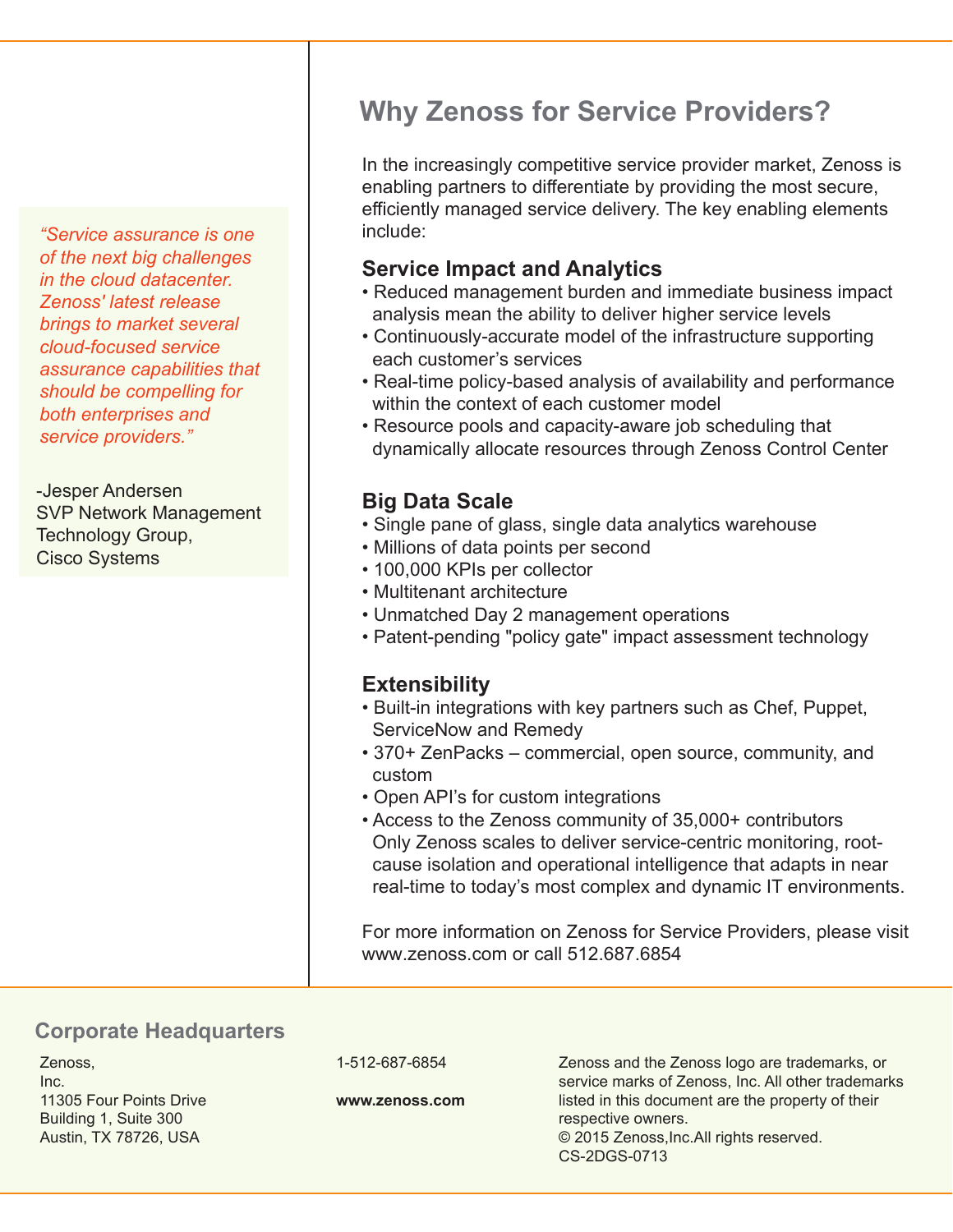> *"Service assurance is one of the next big challenges in the cloud datacenter. Zenoss' latest release brings to market several cloud-focused service assurance capabilities that should be compelling for both enterprises and service providers."*
>
> -Jesper Andersen
> SVP Network Management Technology Group,
> Cisco Systems

## Why Zenoss for Service Providers?

In the increasingly competitive service provider market, Zenoss is enabling partners to differentiate by providing the most secure, efficiently managed service delivery. The key enabling elements include:

### Service Impact and Analytics

- Reduced management burden and immediate business impact analysis mean the ability to deliver higher service levels
- Continuously-accurate model of the infrastructure supporting each customer's services
- Real-time policy-based analysis of availability and performance within the context of each customer model
- Resource pools and capacity-aware job scheduling that dynamically allocate resources through Zenoss Control Center

### Big Data Scale

- Single pane of glass, single data analytics warehouse
- Millions of data points per second
- 100,000 KPIs per collector
- Multitenant architecture
- Unmatched Day 2 management operations
- Patent-pending "policy gate" impact assessment technology

### Extensibility

- Built-in integrations with key partners such as Chef, Puppet, ServiceNow and Remedy
- 370+ ZenPacks – commercial, open source, community, and custom
- Open API's for custom integrations
- Access to the Zenoss community of 35,000+ contributors
  Only Zenoss scales to deliver service-centric monitoring, root-cause isolation and operational intelligence that adapts in near real-time to today's most complex and dynamic IT environments.

For more information on Zenoss for Service Providers, please visit www.zenoss.com or call 512.687.6854

### Corporate Headquarters

Zenoss,
Inc.
11305 Four Points Drive
Building 1, Suite 300
Austin, TX 78726, USA

1-512-687-6854

**www.zenoss.com**

Zenoss and the Zenoss logo are trademarks, or service marks of Zenoss, Inc. All other trademarks listed in this document are the property of their respective owners.
© 2015 Zenoss,Inc.All rights reserved.
CS-2DGS-0713